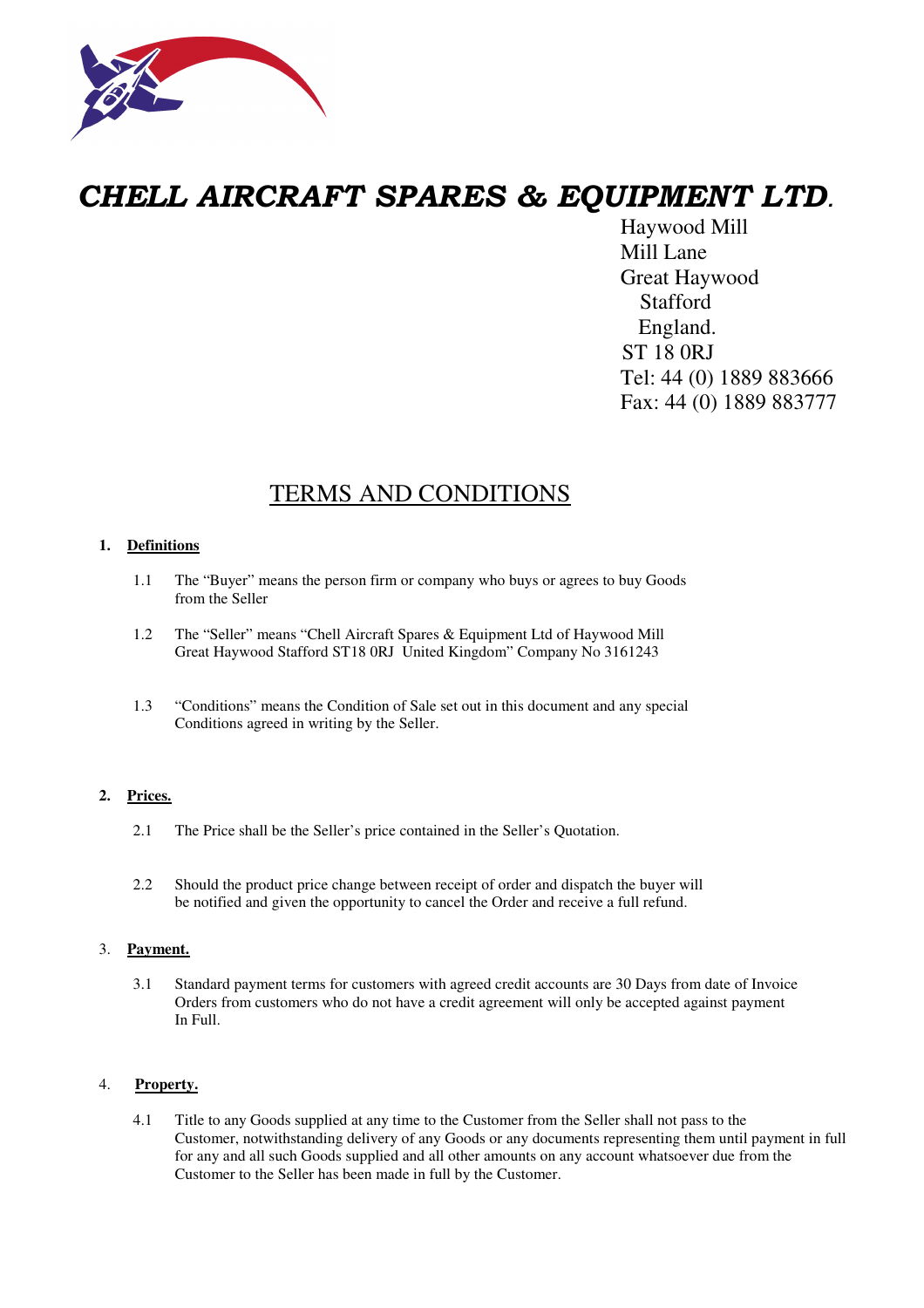# *CHELL AIRCRAFT SPARES & EQUIPMENT LTD.*

Haywood Mill
Mill Lane
Great Haywood
Stafford
England.
ST 18 0RJ
Tel: 44 (0) 1889 883666
Fax: 44 (0) 1889 883777

## TERMS AND CONDITIONS

**1. Definitions**

1.1 The "Buyer" means the person firm or company who buys or agrees to buy Goods from the Seller

1.2 The "Seller" means "Chell Aircraft Spares & Equipment Ltd of Haywood Mill Great Haywood Stafford ST18 0RJ United Kingdom" Company No 3161243

1.3 "Conditions" means the Condition of Sale set out in this document and any special Conditions agreed in writing by the Seller.

**2. Prices.**

2.1 The Price shall be the Seller's price contained in the Seller's Quotation.

2.2 Should the product price change between receipt of order and dispatch the buyer will be notified and given the opportunity to cancel the Order and receive a full refund.

3. **Payment.**

3.1 Standard payment terms for customers with agreed credit accounts are 30 Days from date of Invoice Orders from customers who do not have a credit agreement will only be accepted against payment In Full.

4. **Property.**

4.1 Title to any Goods supplied at any time to the Customer from the Seller shall not pass to the Customer, notwithstanding delivery of any Goods or any documents representing them until payment in full for any and all such Goods supplied and all other amounts on any account whatsoever due from the Customer to the Seller has been made in full by the Customer.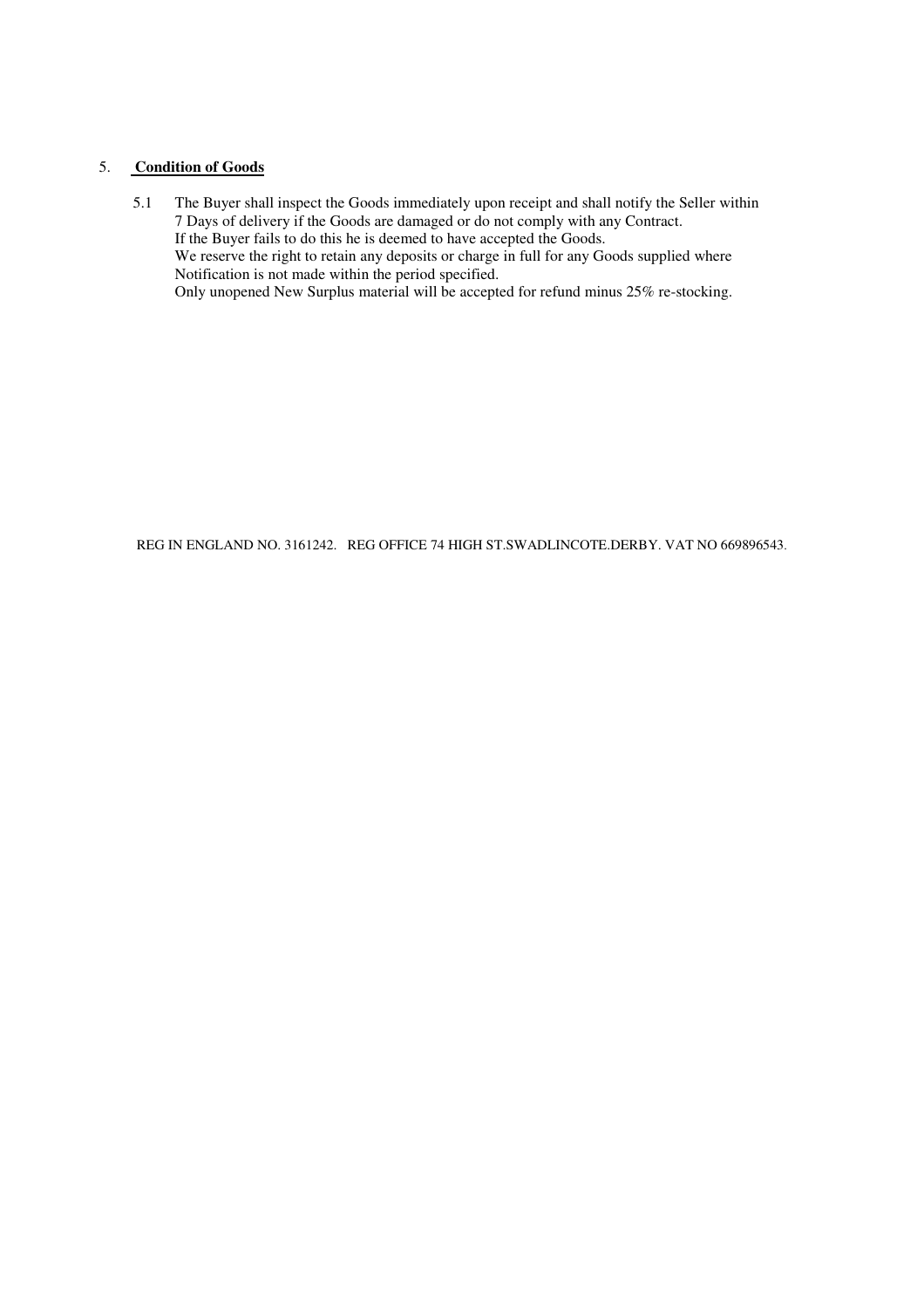## 5. **Condition of Goods**

5.1 The Buyer shall inspect the Goods immediately upon receipt and shall notify the Seller within 7 Days of delivery if the Goods are damaged or do not comply with any Contract.
If the Buyer fails to do this he is deemed to have accepted the Goods.
We reserve the right to retain any deposits or charge in full for any Goods supplied where Notification is not made within the period specified.
Only unopened New Surplus material will be accepted for refund minus 25% re-stocking.

REG IN ENGLAND NO. 3161242. REG OFFICE 74 HIGH ST.SWADLINCOTE.DERBY. VAT NO 669896543.